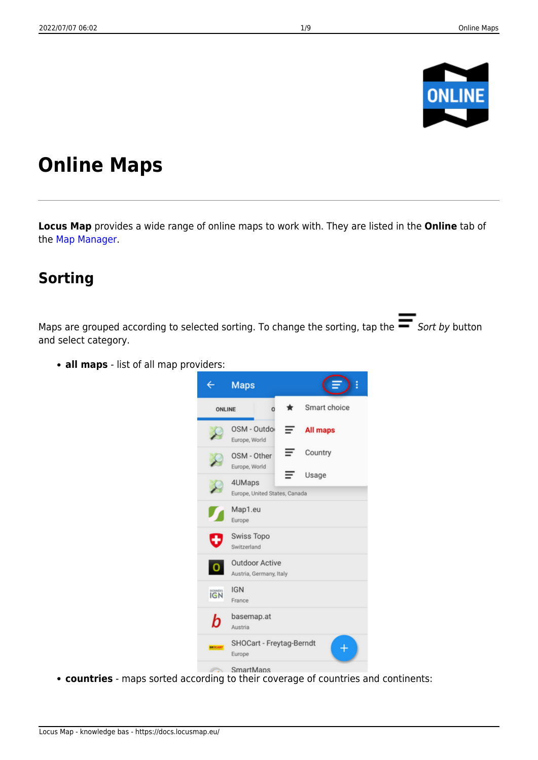# Online Maps

**Locus Map** provides a wide range of online maps to work with. They are listed in the **Online** tab of the Map Manager.

## Sorting

Maps are grouped according to selected sorting. To change the sorting, tap the *Sort by* button and select category.

- **all maps** - list of all map providers:
- **countries** - maps sorted according to their coverage of countries and continents: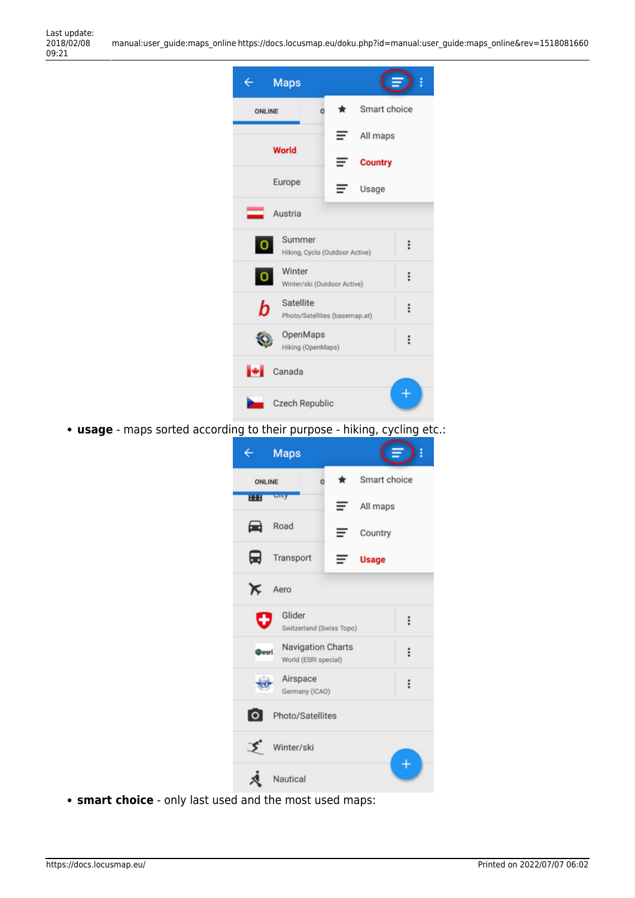- **usage** - maps sorted according to their purpose - hiking, cycling etc.:
- **smart choice** - only last used and the most used maps: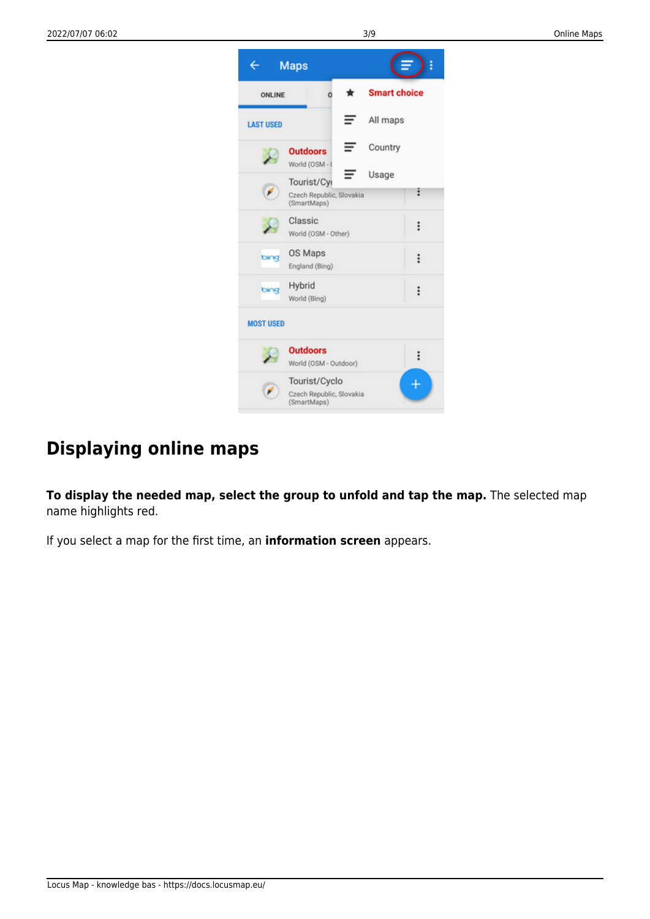## Displaying online maps

**To display the needed map, select the group to unfold and tap the map.** The selected map name highlights red.

If you select a map for the first time, an **information screen** appears.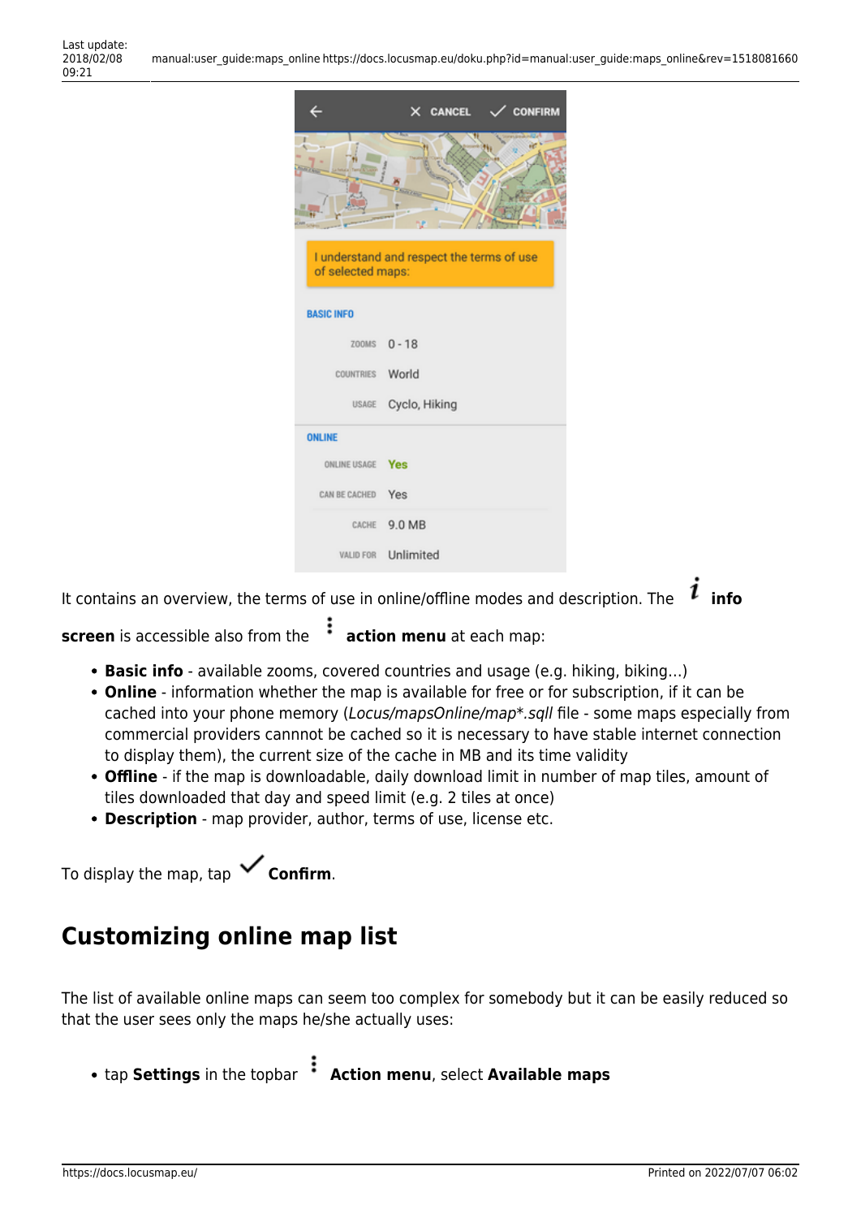It contains an overview, the terms of use in online/offline modes and description. The **info screen** is accessible also from the **action menu** at each map:

- **Basic info** - available zooms, covered countries and usage (e.g. hiking, biking…)
- **Online** - information whether the map is available for free or for subscription, if it can be cached into your phone memory (*Locus/mapsOnline/map*.sqll* file - some maps especially from commercial providers cannnot be cached so it is necessary to have stable internet connection to display them), the current size of the cache in MB and its time validity
- **Offline** - if the map is downloadable, daily download limit in number of map tiles, amount of tiles downloaded that day and speed limit (e.g. 2 tiles at once)
- **Description** - map provider, author, terms of use, license etc.

To display the map, tap **Confirm**.

## Customizing online map list

The list of available online maps can seem too complex for somebody but it can be easily reduced so that the user sees only the maps he/she actually uses:

- tap **Settings** in the topbar **Action menu**, select **Available maps**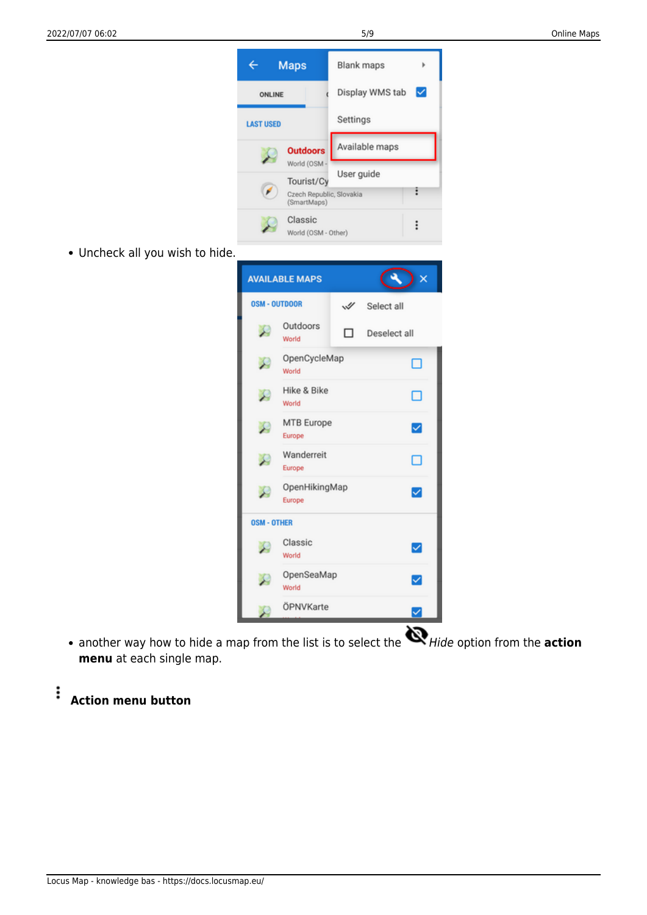- Uncheck all you wish to hide.

- another way how to hide a map from the list is to select the *Hide* option from the **action menu** at each single map.

### Action menu button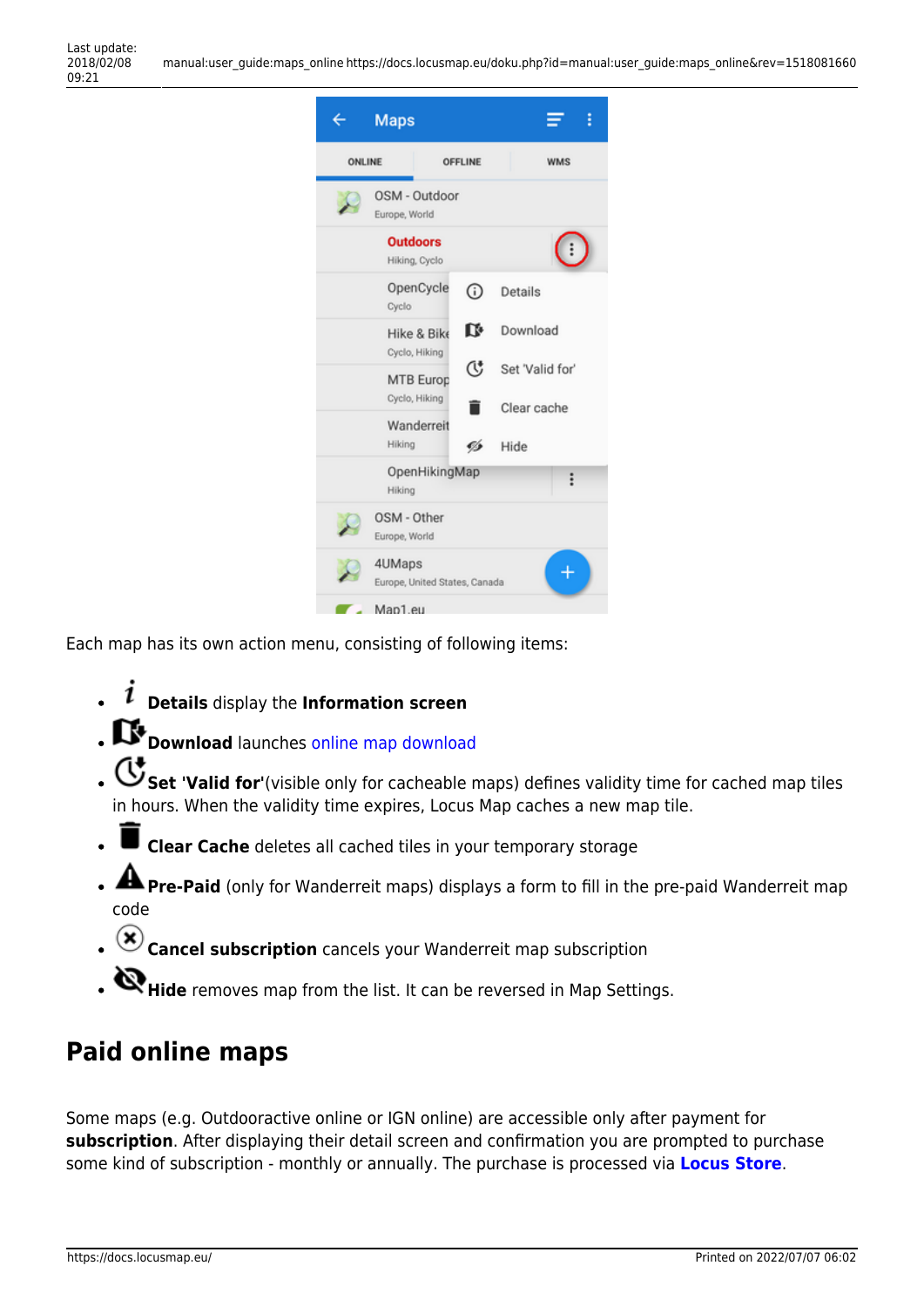Each map has its own action menu, consisting of following items:

- **Details** display the **Information screen**
- **Download** launches online map download
- **Set 'Valid for'**(visible only for cacheable maps) defines validity time for cached map tiles in hours. When the validity time expires, Locus Map caches a new map tile.
- **Clear Cache** deletes all cached tiles in your temporary storage
- **Pre-Paid** (only for Wanderreit maps) displays a form to fill in the pre-paid Wanderreit map code
- **Cancel subscription** cancels your Wanderreit map subscription
- **Hide** removes map from the list. It can be reversed in Map Settings.

## Paid online maps

Some maps (e.g. Outdooractive online or IGN online) are accessible only after payment for **subscription**. After displaying their detail screen and confirmation you are prompted to purchase some kind of subscription - monthly or annually. The purchase is processed via **Locus Store**.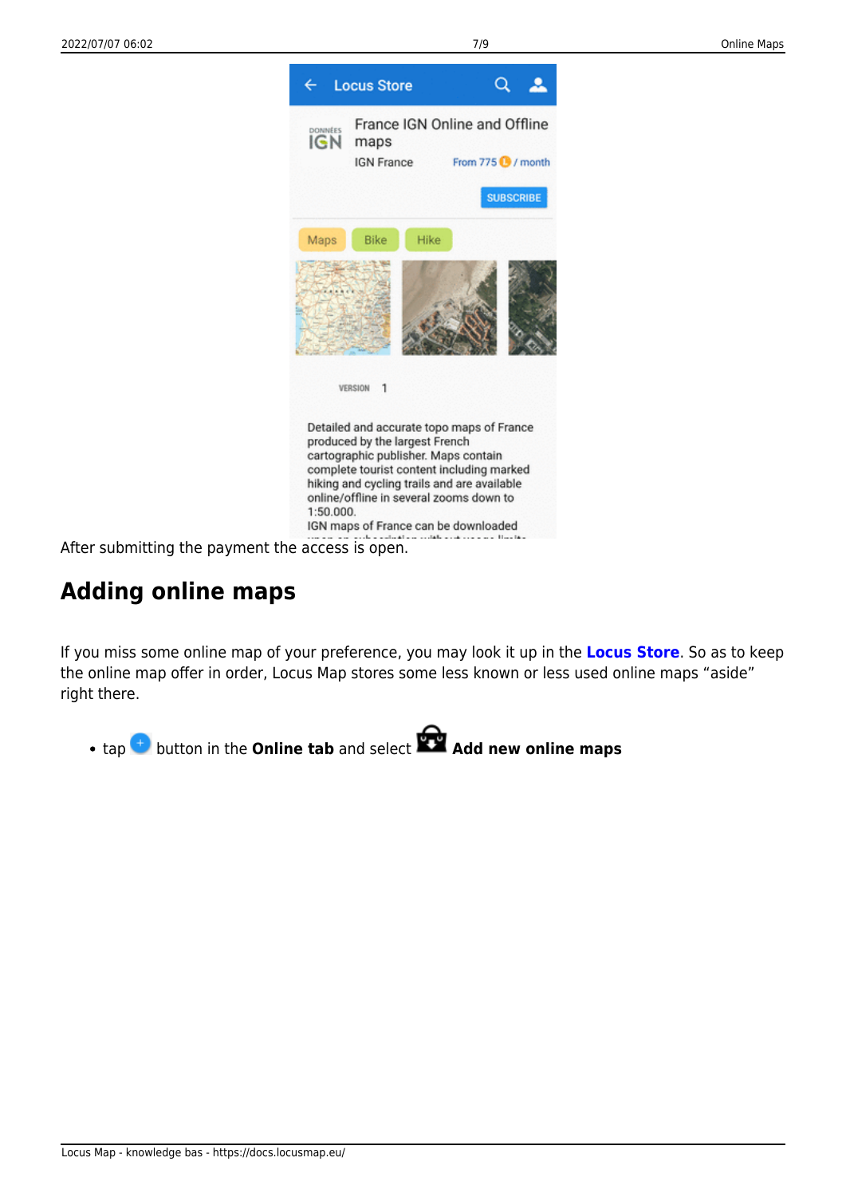After submitting the payment the access is open.

## Adding online maps

If you miss some online map of your preference, you may look it up in the **Locus Store**. So as to keep the online map offer in order, Locus Map stores some less known or less used online maps "aside" right there.

- tap button in the **Online tab** and select **Add new online maps**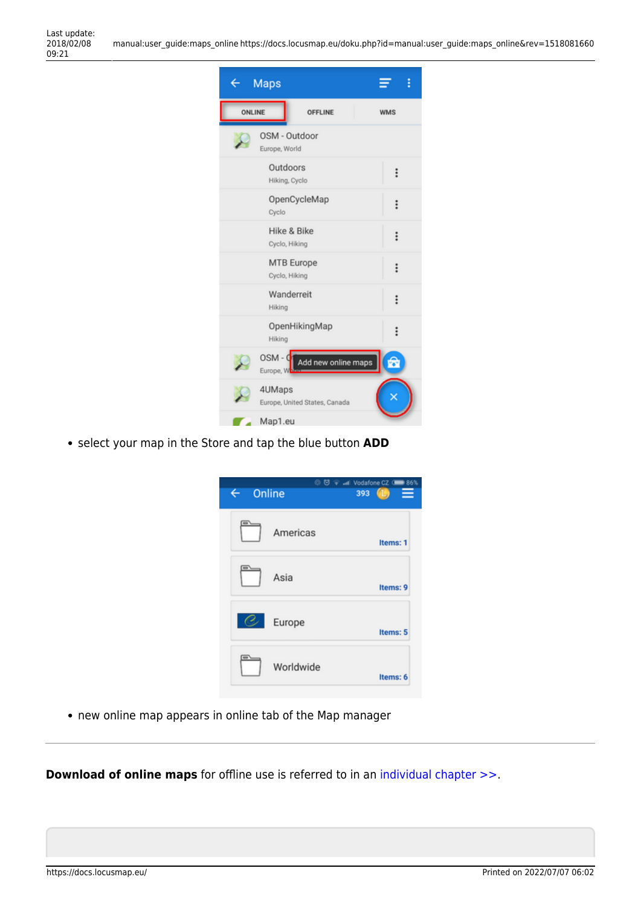- select your map in the Store and tap the blue button **ADD**

- new online map appears in online tab of the Map manager

---

**Download of online maps** for offline use is referred to in an individual chapter >>.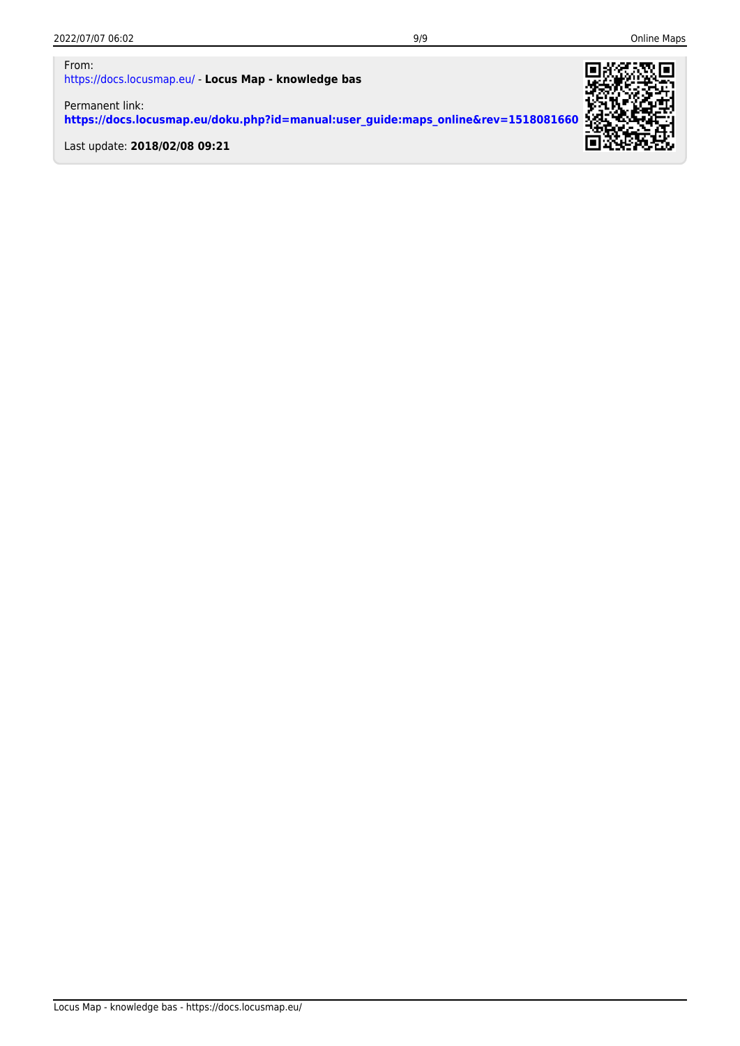From:
https://docs.locusmap.eu/ - **Locus Map - knowledge bas**

Permanent link:
**https://docs.locusmap.eu/doku.php?id=manual:user_guide:maps_online&rev=1518081660**

Last update: **2018/02/08 09:21**